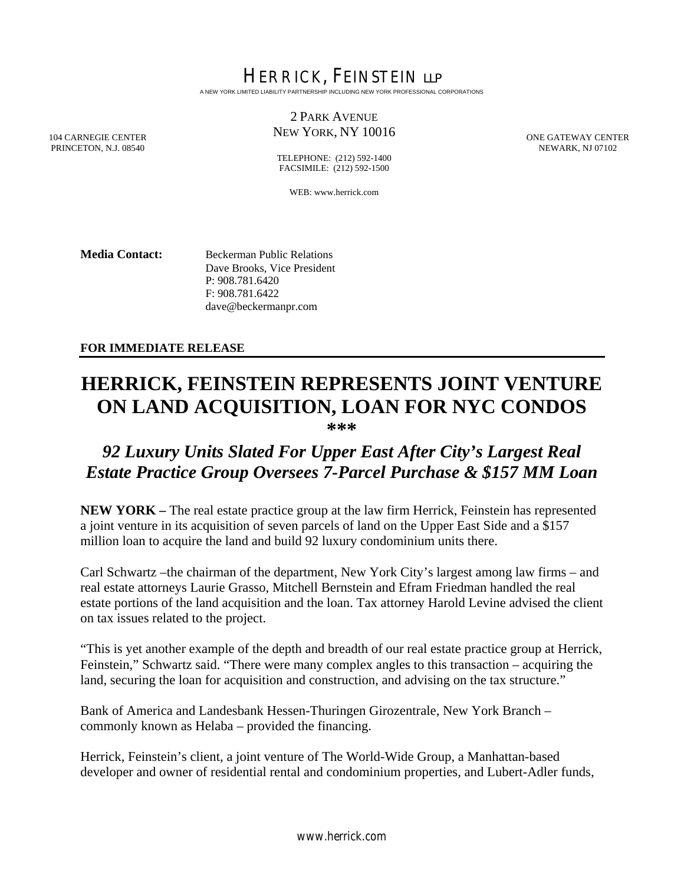HERRICK, FEINSTEIN LLP

A NEW YORK LIMITED LIABILITY PARTNERSHIP INCLUDING NEW YORK PROFESSIONAL CORPORATIONS

104 CARNEGIE CENTER
PRINCETON, N.J. 08540

2 PARK AVENUE
NEW YORK, NY 10016

TELEPHONE: (212) 592-1400
FACSIMILE: (212) 592-1500

WEB: www.herrick.com

ONE GATEWAY CENTER
NEWARK, NJ 07102

**Media Contact:** Beckerman Public Relations
Dave Brooks, Vice President
P: 908.781.6420
F: 908.781.6422
dave@beckermanpr.com

**FOR IMMEDIATE RELEASE**

# HERRICK, FEINSTEIN REPRESENTS JOINT VENTURE ON LAND ACQUISITION, LOAN FOR NYC CONDOS

***

## *92 Luxury Units Slated For Upper East After City's Largest Real Estate Practice Group Oversees 7-Parcel Purchase & $157 MM Loan*

**NEW YORK –** The real estate practice group at the law firm Herrick, Feinstein has represented a joint venture in its acquisition of seven parcels of land on the Upper East Side and a $157 million loan to acquire the land and build 92 luxury condominium units there.

Carl Schwartz –the chairman of the department, New York City's largest among law firms – and real estate attorneys Laurie Grasso, Mitchell Bernstein and Efram Friedman handled the real estate portions of the land acquisition and the loan. Tax attorney Harold Levine advised the client on tax issues related to the project.

"This is yet another example of the depth and breadth of our real estate practice group at Herrick, Feinstein," Schwartz said. "There were many complex angles to this transaction – acquiring the land, securing the loan for acquisition and construction, and advising on the tax structure."

Bank of America and Landesbank Hessen-Thuringen Girozentrale, New York Branch – commonly known as Helaba – provided the financing.

Herrick, Feinstein's client, a joint venture of The World-Wide Group, a Manhattan-based developer and owner of residential rental and condominium properties, and Lubert-Adler funds,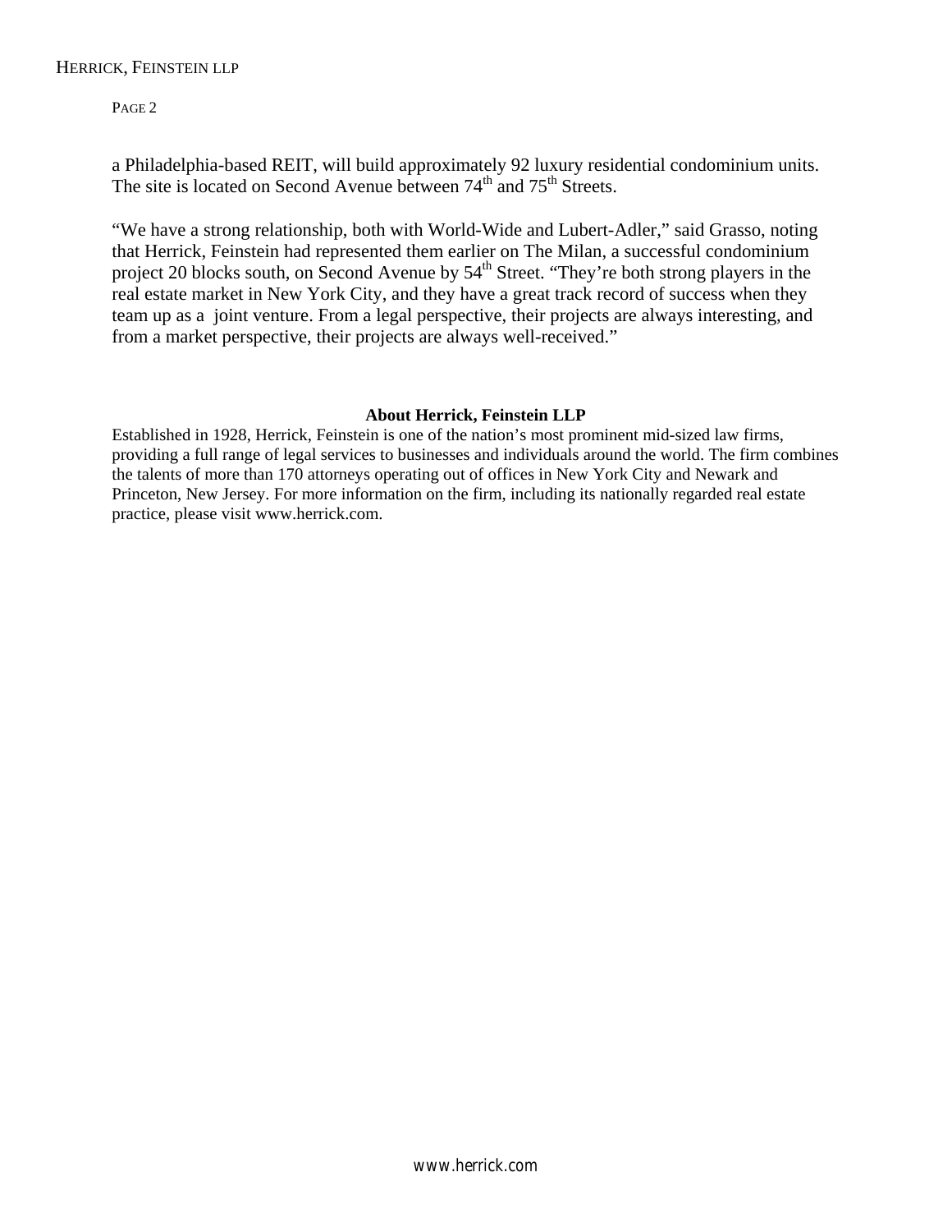a Philadelphia-based REIT, will build approximately 92 luxury residential condominium units. The site is located on Second Avenue between 74th and 75th Streets.

"We have a strong relationship, both with World-Wide and Lubert-Adler," said Grasso, noting that Herrick, Feinstein had represented them earlier on The Milan, a successful condominium project 20 blocks south, on Second Avenue by 54th Street. "They're both strong players in the real estate market in New York City, and they have a great track record of success when they team up as a joint venture. From a legal perspective, their projects are always interesting, and from a market perspective, their projects are always well-received."

**About Herrick, Feinstein LLP**

Established in 1928, Herrick, Feinstein is one of the nation's most prominent mid-sized law firms, providing a full range of legal services to businesses and individuals around the world. The firm combines the talents of more than 170 attorneys operating out of offices in New York City and Newark and Princeton, New Jersey. For more information on the firm, including its nationally regarded real estate practice, please visit www.herrick.com.